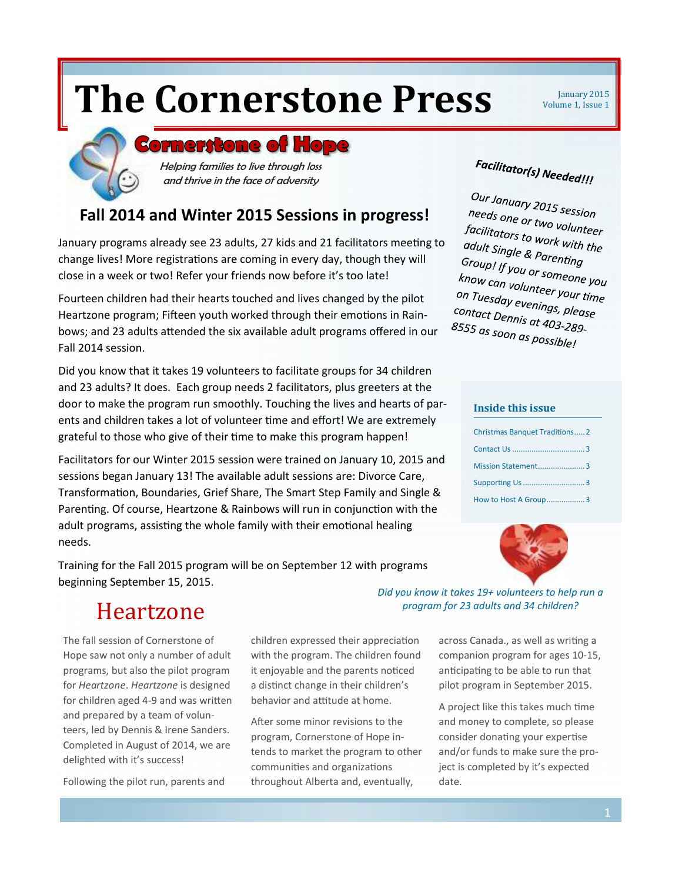# The Cornerstone Press

January 2015
Volume 1, Issue 1

## Cornerstone of Hope

*Helping families to live through loss and thrive in the face of adversity*

## Fall 2014 and Winter 2015 Sessions in progress!

January programs already see 23 adults, 27 kids and 21 facilitators meeting to change lives! More registrations are coming in every day, though they will close in a week or two! Refer your friends now before it's too late!

Fourteen children had their hearts touched and lives changed by the pilot Heartzone program; Fifteen youth worked through their emotions in Rainbows; and 23 adults attended the six available adult programs offered in our Fall 2014 session.

Did you know that it takes 19 volunteers to facilitate groups for 34 children and 23 adults? It does. Each group needs 2 facilitators, plus greeters at the door to make the program run smoothly. Touching the lives and hearts of parents and children takes a lot of volunteer time and effort! We are extremely grateful to those who give of their time to make this program happen!

Facilitators for our Winter 2015 session were trained on January 10, 2015 and sessions began January 13! The available adult sessions are: Divorce Care, Transformation, Boundaries, Grief Share, The Smart Step Family and Single & Parenting. Of course, Heartzone & Rainbows will run in conjunction with the adult programs, assisting the whole family with their emotional healing needs.

Training for the Fall 2015 program will be on September 12 with programs beginning September 15, 2015.

**Facilitator(s) Needed!!!**

Our January 2015 session needs one or two volunteer facilitators to work with the adult Single & Parenting Group! If you or someone you know can volunteer your time on Tuesday evenings, please contact Dennis at 403-289-8555 as soon as possible!

### Inside this issue

- Christmas Banquet Traditions ..... 2
- Contact Us ..... 3
- Mission Statement ..... 3
- Supporting Us ..... 3
- How to Host A Group ..... 3

*Did you know it takes 19+ volunteers to help run a program for 23 adults and 34 children?*

## Heartzone

The fall session of Cornerstone of Hope saw not only a number of adult programs, but also the pilot program for *Heartzone*. *Heartzone* is designed for children aged 4-9 and was written and prepared by a team of volunteers, led by Dennis & Irene Sanders. Completed in August of 2014, we are delighted with it's success!

Following the pilot run, parents and children expressed their appreciation with the program. The children found it enjoyable and the parents noticed a distinct change in their children's behavior and attitude at home.

After some minor revisions to the program, Cornerstone of Hope intends to market the program to other communities and organizations throughout Alberta and, eventually, across Canada., as well as writing a companion program for ages 10-15, anticipating to be able to run that pilot program in September 2015.

A project like this takes much time and money to complete, so please consider donating your expertise and/or funds to make sure the project is completed by it's expected date.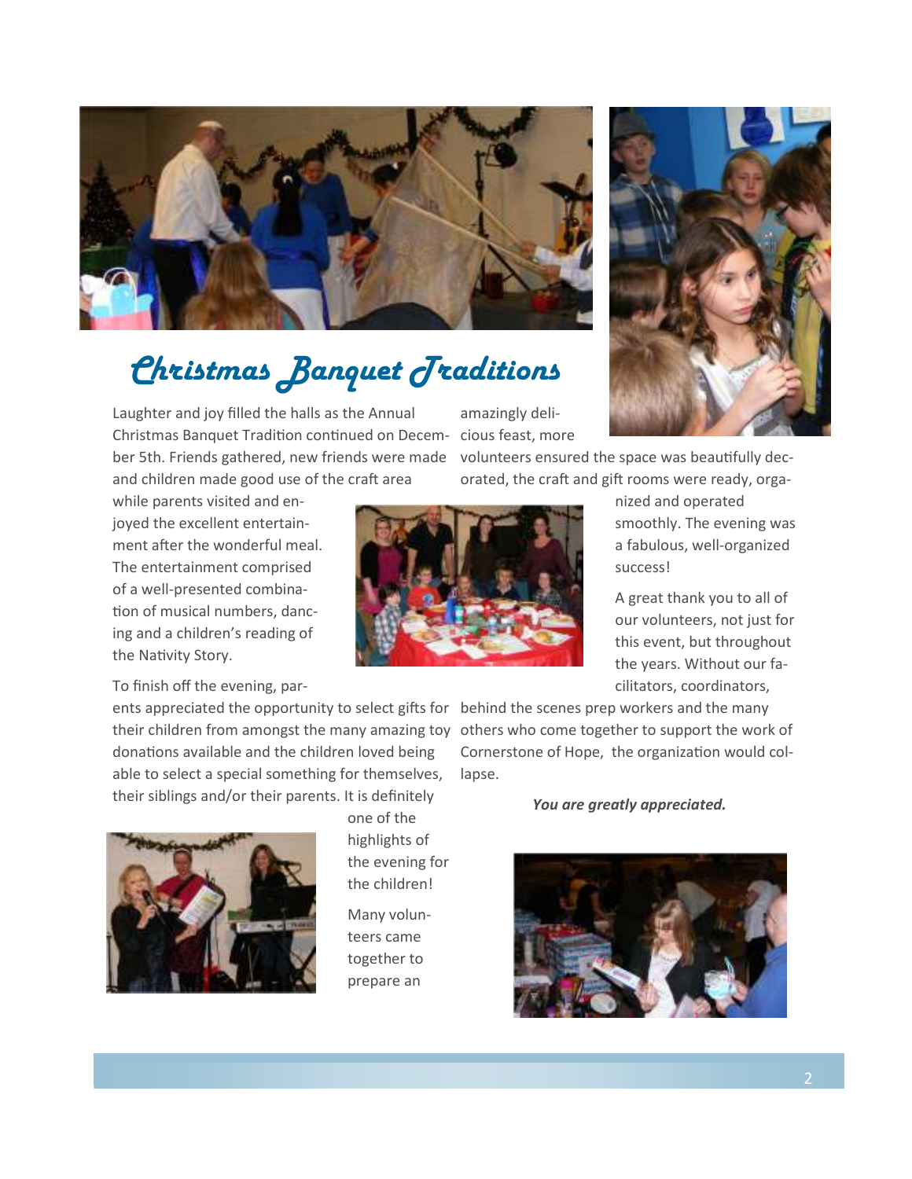# Christmas Banquet Traditions

Laughter and joy filled the halls as the Annual Christmas Banquet Tradition continued on December 5th. Friends gathered, new friends were made and children made good use of the craft area while parents visited and enjoyed the excellent entertainment after the wonderful meal. The entertainment comprised of a well-presented combination of musical numbers, dancing and a children's reading of the Nativity Story.

To finish off the evening, parents appreciated the opportunity to select gifts for their children from amongst the many amazing toy donations available and the children loved being able to select a special something for themselves, their siblings and/or their parents. It is definitely one of the highlights of the evening for the children!

Many volunteers came together to prepare an amazingly delicious feast, more volunteers ensured the space was beautifully decorated, the craft and gift rooms were ready, organized and operated smoothly. The evening was a fabulous, well-organized success!

A great thank you to all of our volunteers, not just for this event, but throughout the years. Without our facilitators, coordinators, behind the scenes prep workers and the many others who come together to support the work of Cornerstone of Hope, the organization would collapse.

***You are greatly appreciated.***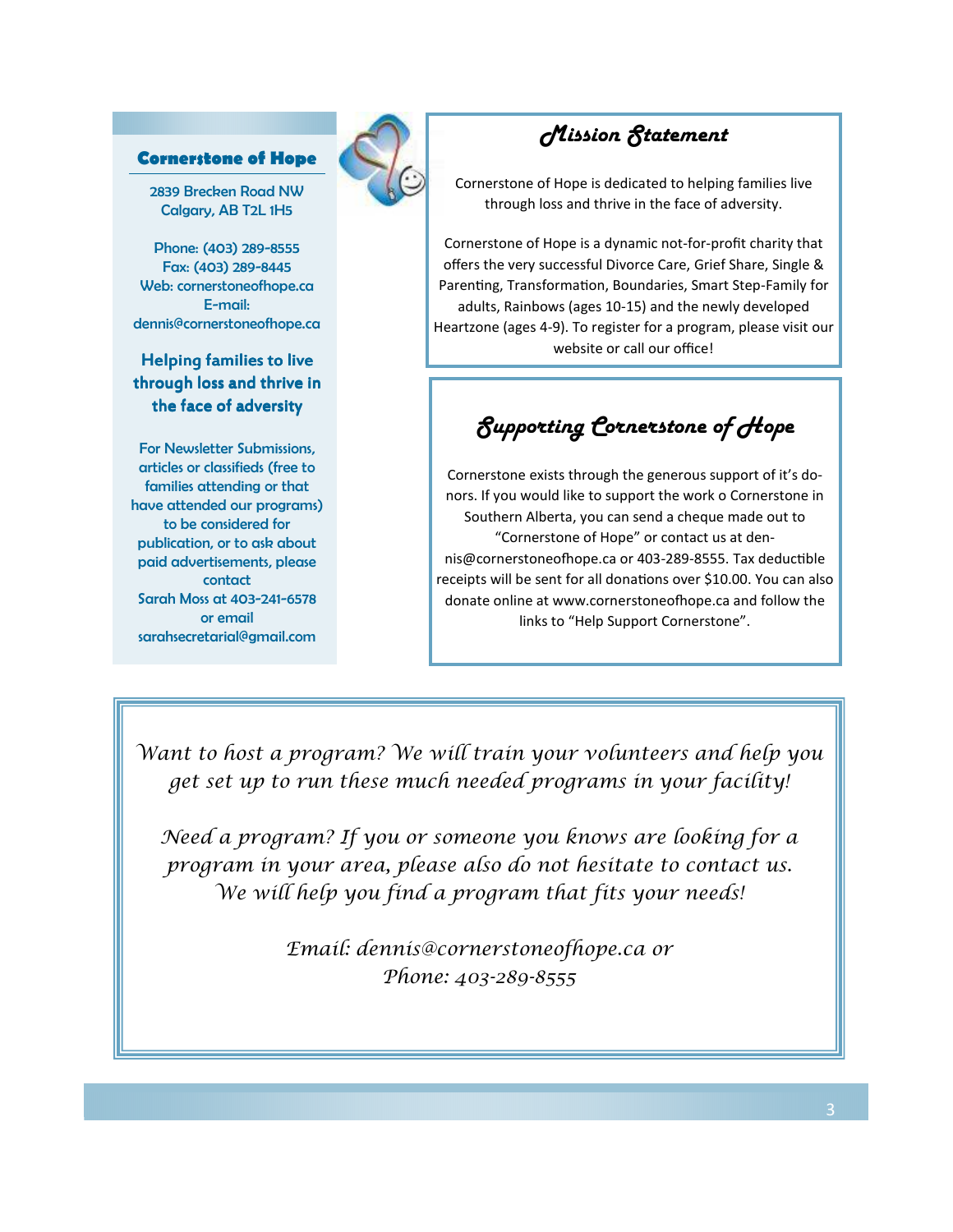## Cornerstone of Hope

2839 Brecken Road NW
Calgary, AB T2L 1H5

Phone: (403) 289-8555
Fax: (403) 289-8445
Web: cornerstoneofhope.ca
E-mail:
dennis@cornerstoneofhope.ca

**Helping families to live through loss and thrive in the face of adversity**

For Newsletter Submissions, articles or classifieds (free to families attending or that have attended our programs) to be considered for publication, or to ask about paid advertisements, please contact
Sarah Moss at 403-241-6578
or email
sarahsecretarial@gmail.com

## Mission Statement

Cornerstone of Hope is dedicated to helping families live through loss and thrive in the face of adversity.

Cornerstone of Hope is a dynamic not-for-profit charity that offers the very successful Divorce Care, Grief Share, Single & Parenting, Transformation, Boundaries, Smart Step-Family for adults, Rainbows (ages 10-15) and the newly developed Heartzone (ages 4-9). To register for a program, please visit our website or call our office!

## Supporting Cornerstone of Hope

Cornerstone exists through the generous support of it's donors. If you would like to support the work o Cornerstone in Southern Alberta, you can send a cheque made out to "Cornerstone of Hope" or contact us at dennis@cornerstoneofhope.ca or 403-289-8555. Tax deductible receipts will be sent for all donations over $10.00. You can also donate online at www.cornerstoneofhope.ca and follow the links to "Help Support Cornerstone".

*Want to host a program? We will train your volunteers and help you get set up to run these much needed programs in your facility!*

*Need a program? If you or someone you knows are looking for a program in your area, please also do not hesitate to contact us. We will help you find a program that fits your needs!*

*Email: dennis@cornerstoneofhope.ca or*
*Phone: 403-289-8555*